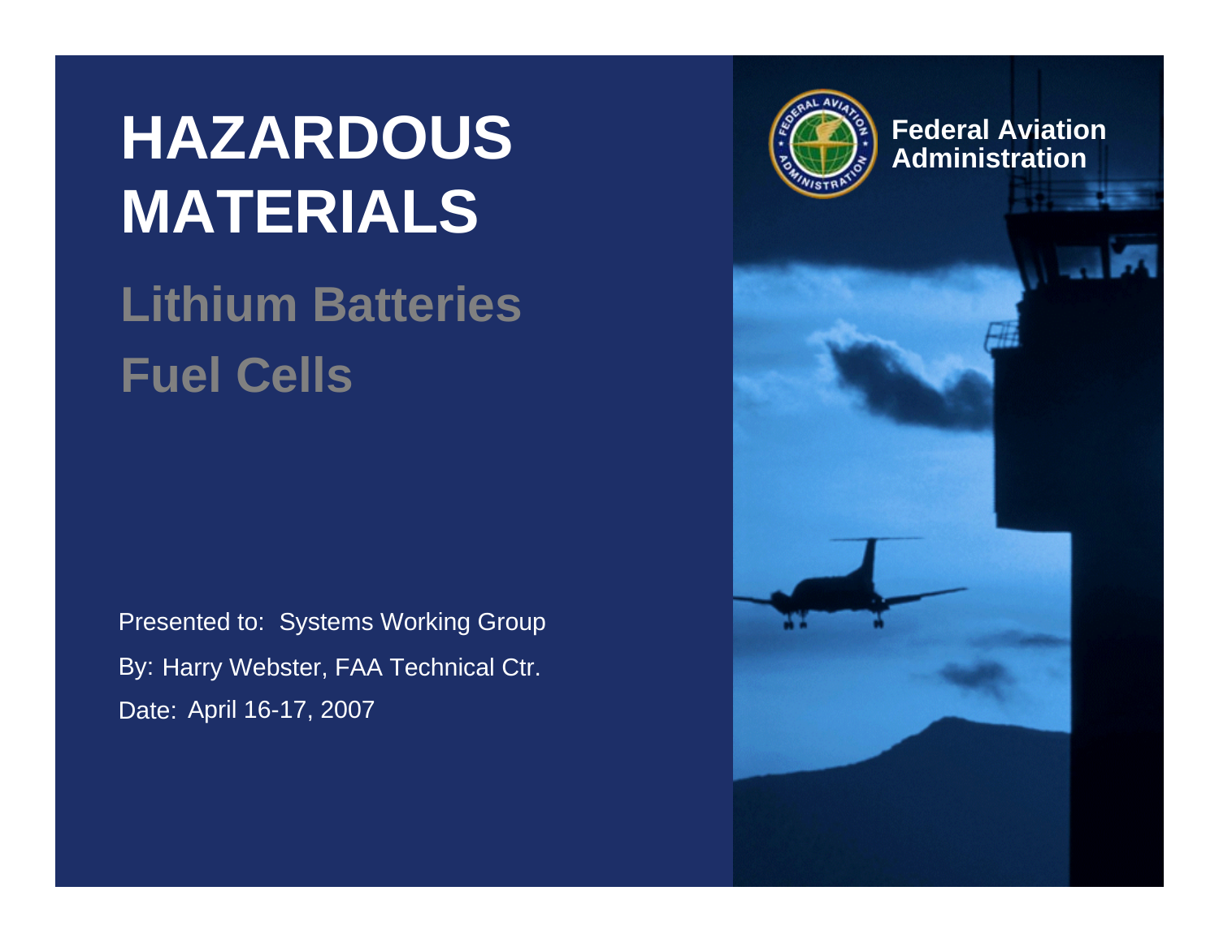# HAZARDOUS MATERIALS

## Lithium Batteries

## Fuel Cells

Presented to: Systems Working Group

By: Harry Webster, FAA Technical Ctr.

Date: April 16-17, 2007

Federal Aviation Administration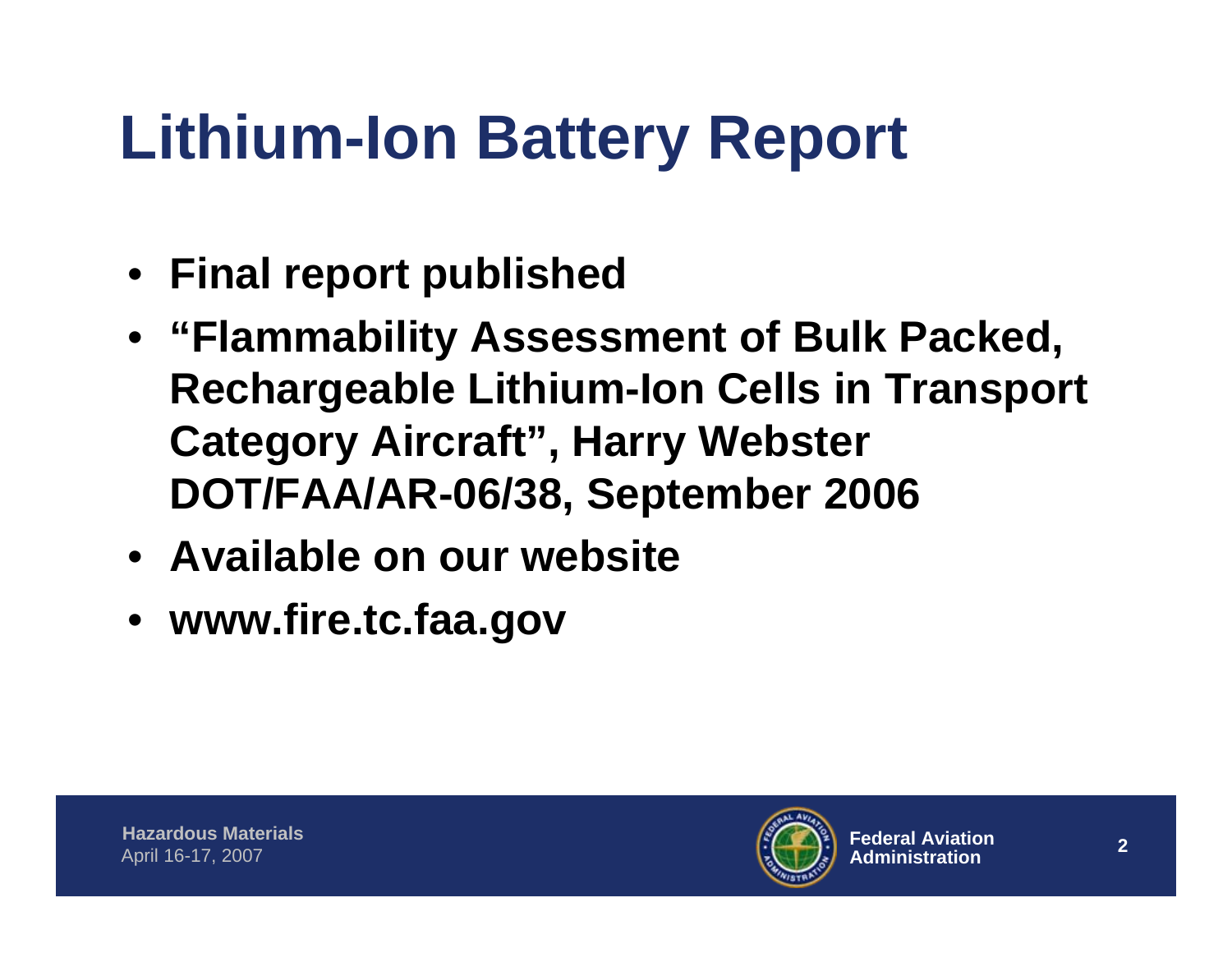# Lithium-Ion Battery Report

- **Final report published**
- **"Flammability Assessment of Bulk Packed, Rechargeable Lithium-Ion Cells in Transport Category Aircraft", Harry Webster DOT/FAA/AR-06/38, September 2006**
- **Available on our website**
- **www.fire.tc.faa.gov**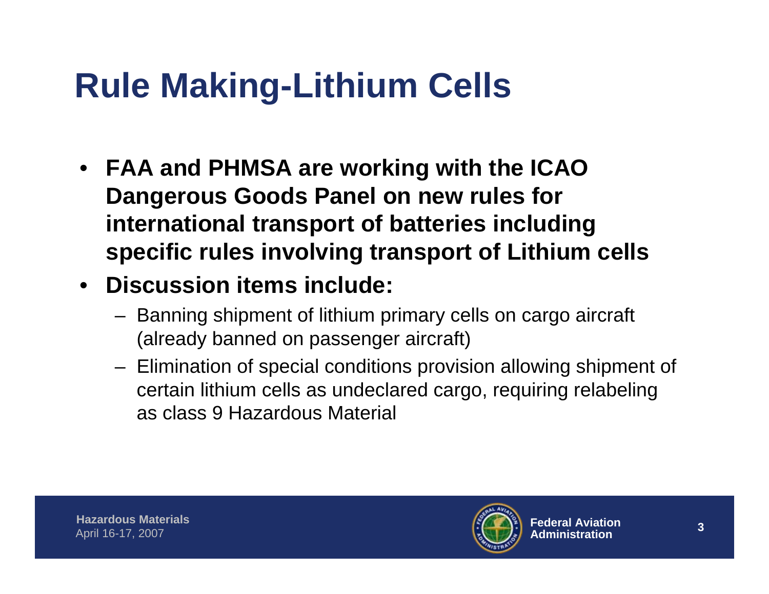# Rule Making-Lithium Cells

- **FAA and PHMSA are working with the ICAO Dangerous Goods Panel on new rules for international transport of batteries including specific rules involving transport of Lithium cells**
- **Discussion items include:**
  - Banning shipment of lithium primary cells on cargo aircraft (already banned on passenger aircraft)
  - Elimination of special conditions provision allowing shipment of certain lithium cells as undeclared cargo, requiring relabeling as class 9 Hazardous Material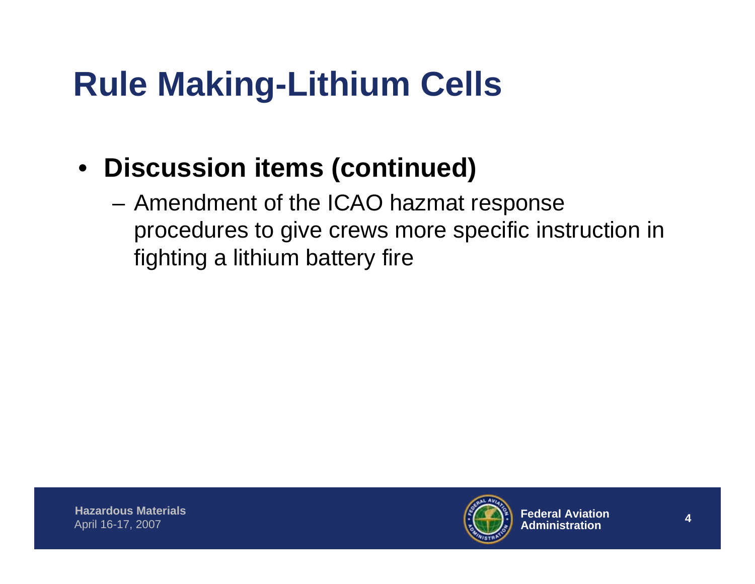# Rule Making-Lithium Cells

- **Discussion items (continued)**
  - Amendment of the ICAO hazmat response procedures to give crews more specific instruction in fighting a lithium battery fire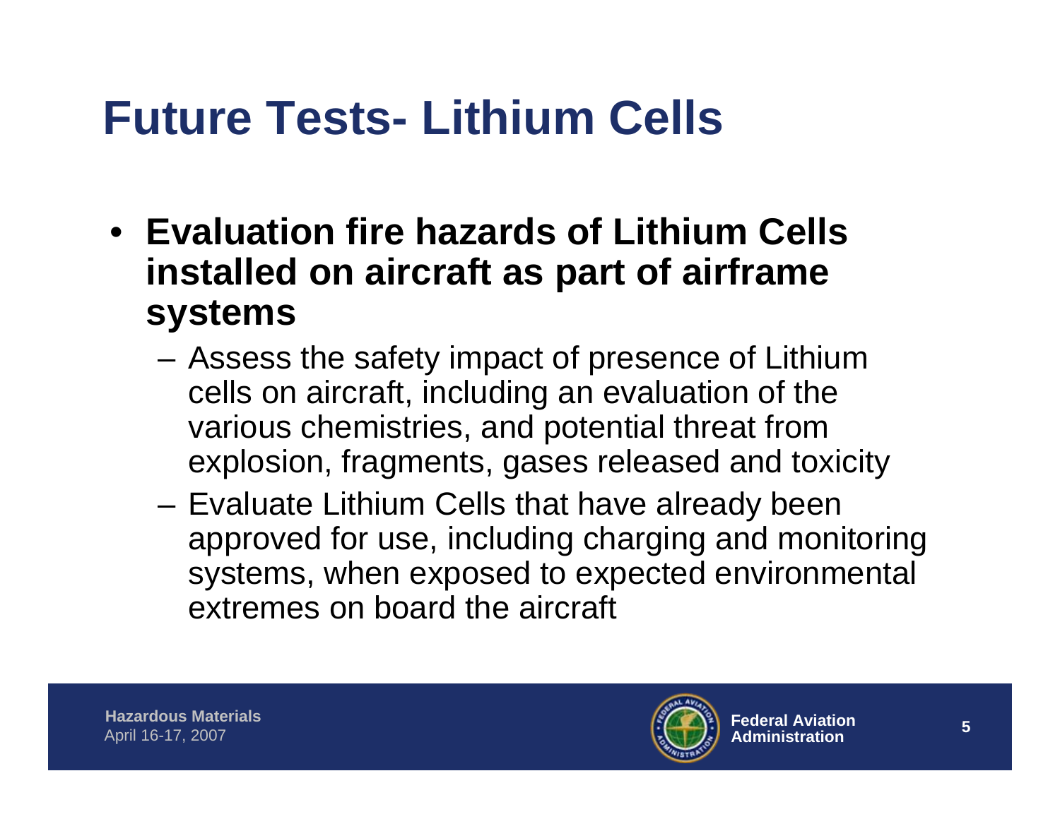# Future Tests- Lithium Cells

- **Evaluation fire hazards of Lithium Cells installed on aircraft as part of airframe systems**
  - Assess the safety impact of presence of Lithium cells on aircraft, including an evaluation of the various chemistries, and potential threat from explosion, fragments, gases released and toxicity
  - Evaluate Lithium Cells that have already been approved for use, including charging and monitoring systems, when exposed to expected environmental extremes on board the aircraft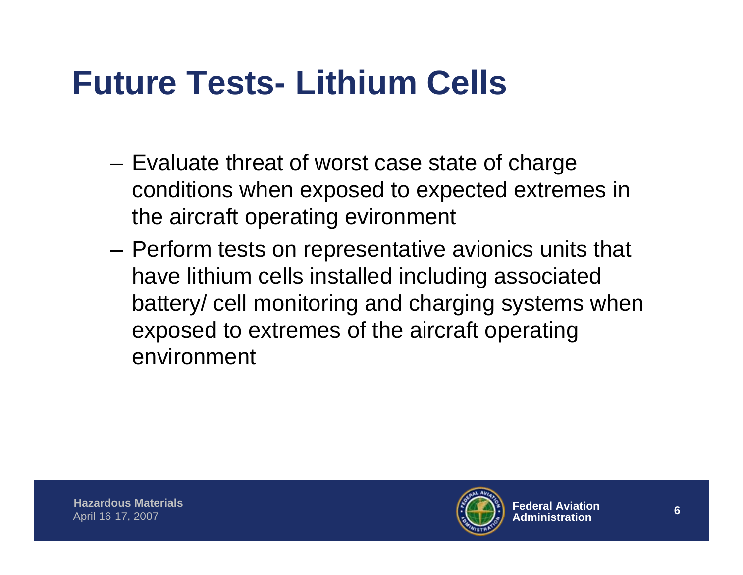# Future Tests- Lithium Cells

- Evaluate threat of worst case state of charge conditions when exposed to expected extremes in the aircraft operating evironment
- Perform tests on representative avionics units that have lithium cells installed including associated battery/ cell monitoring and charging systems when exposed to extremes of the aircraft operating environment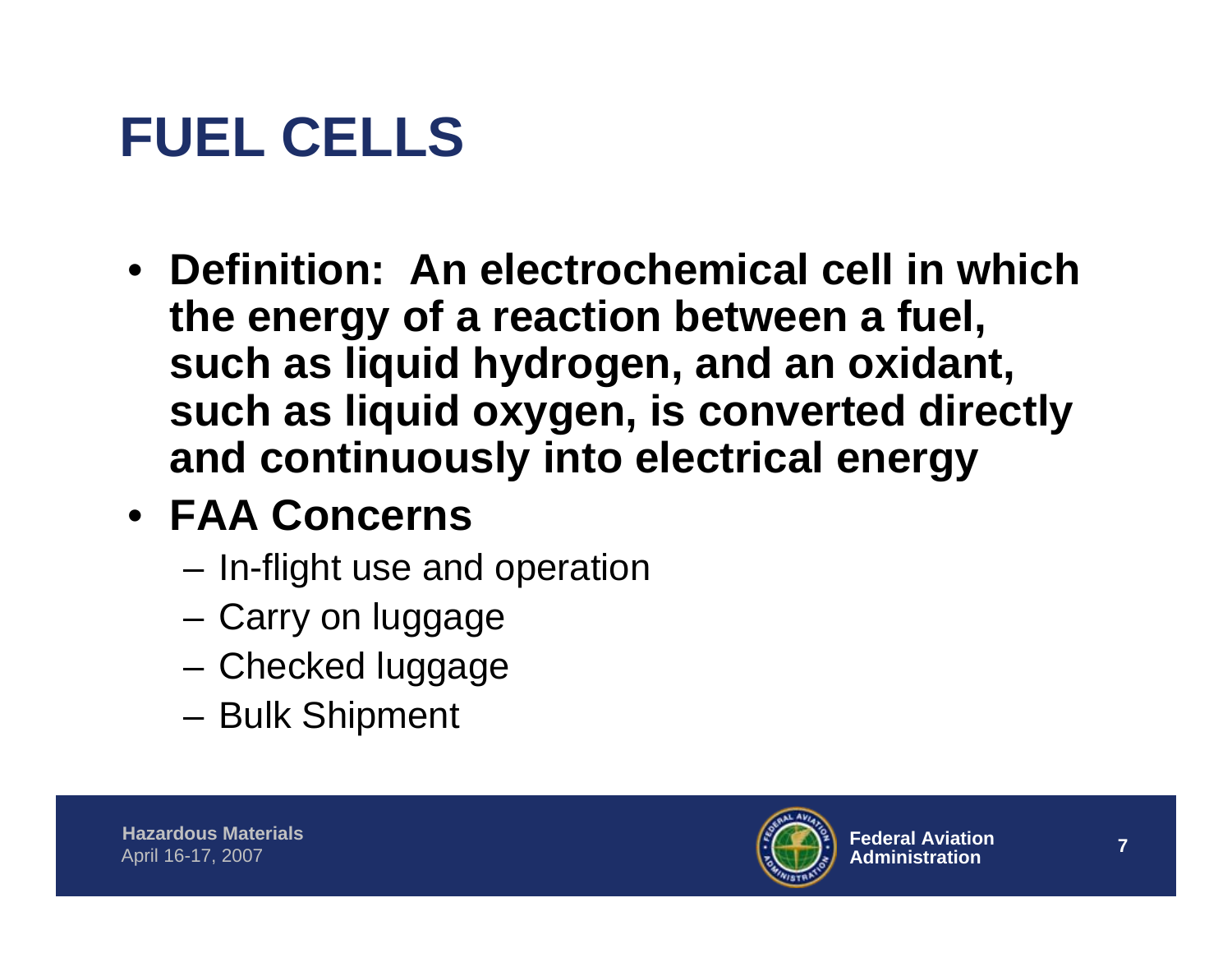# FUEL CELLS

- **Definition: An electrochemical cell in which the energy of a reaction between a fuel, such as liquid hydrogen, and an oxidant, such as liquid oxygen, is converted directly and continuously into electrical energy**
- **FAA Concerns**
  - In-flight use and operation
  - Carry on luggage
  - Checked luggage
  - Bulk Shipment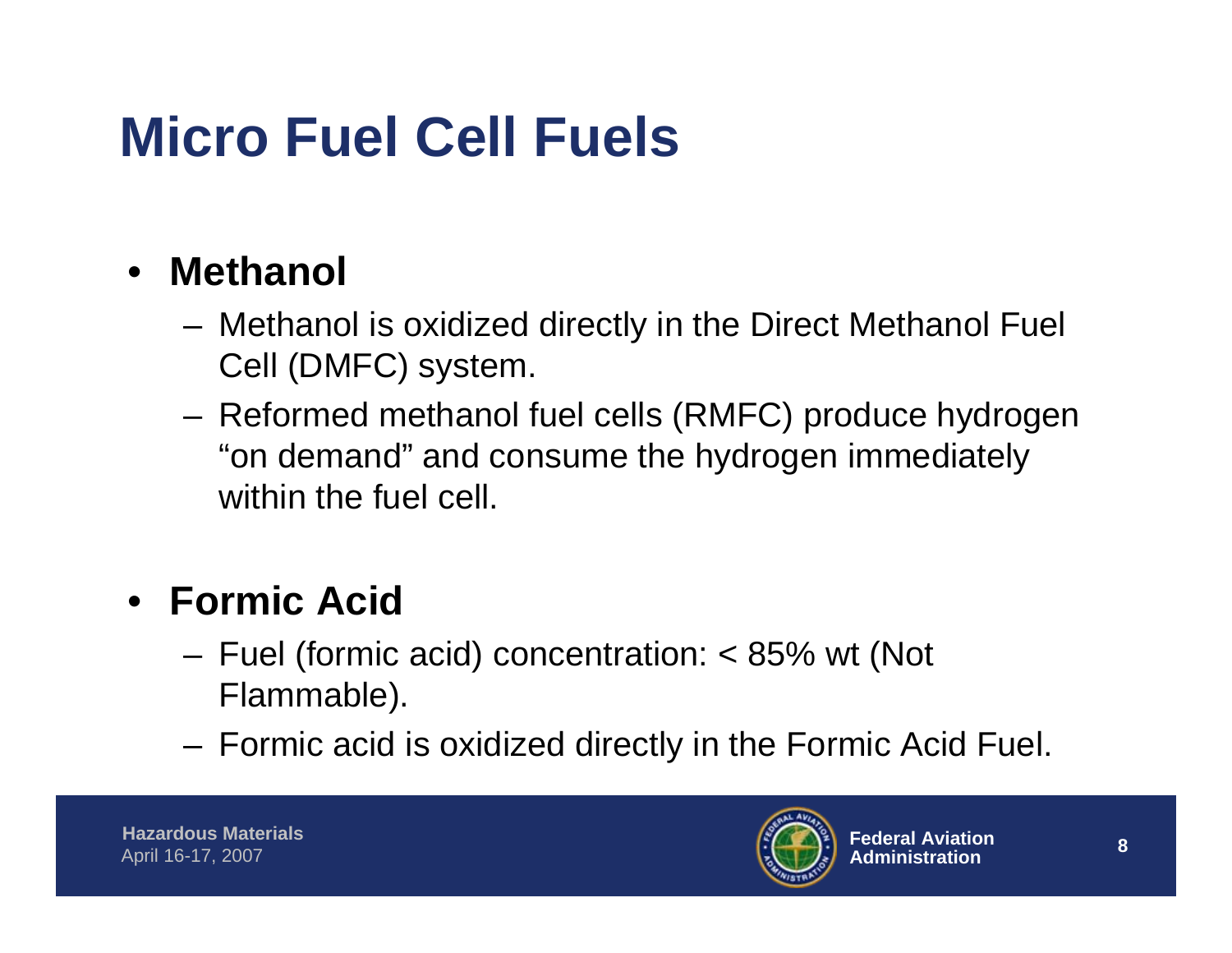# Micro Fuel Cell Fuels

- **Methanol**
  - Methanol is oxidized directly in the Direct Methanol Fuel Cell (DMFC) system.
  - Reformed methanol fuel cells (RMFC) produce hydrogen "on demand" and consume the hydrogen immediately within the fuel cell.

- **Formic Acid**
  - Fuel (formic acid) concentration: < 85% wt (Not Flammable).
  - Formic acid is oxidized directly in the Formic Acid Fuel.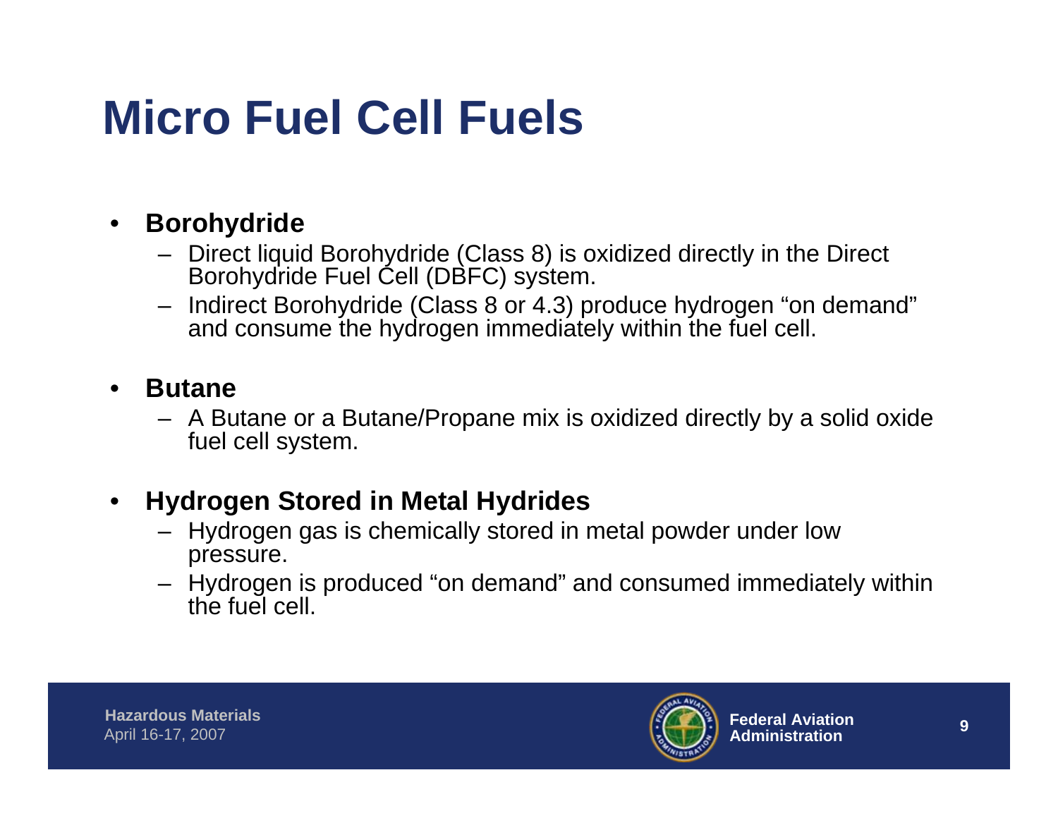# Micro Fuel Cell Fuels

- **Borohydride**
  - Direct liquid Borohydride (Class 8) is oxidized directly in the Direct Borohydride Fuel Cell (DBFC) system.
  - Indirect Borohydride (Class 8 or 4.3) produce hydrogen "on demand" and consume the hydrogen immediately within the fuel cell.
- **Butane**
  - A Butane or a Butane/Propane mix is oxidized directly by a solid oxide fuel cell system.
- **Hydrogen Stored in Metal Hydrides**
  - Hydrogen gas is chemically stored in metal powder under low pressure.
  - Hydrogen is produced "on demand" and consumed immediately within the fuel cell.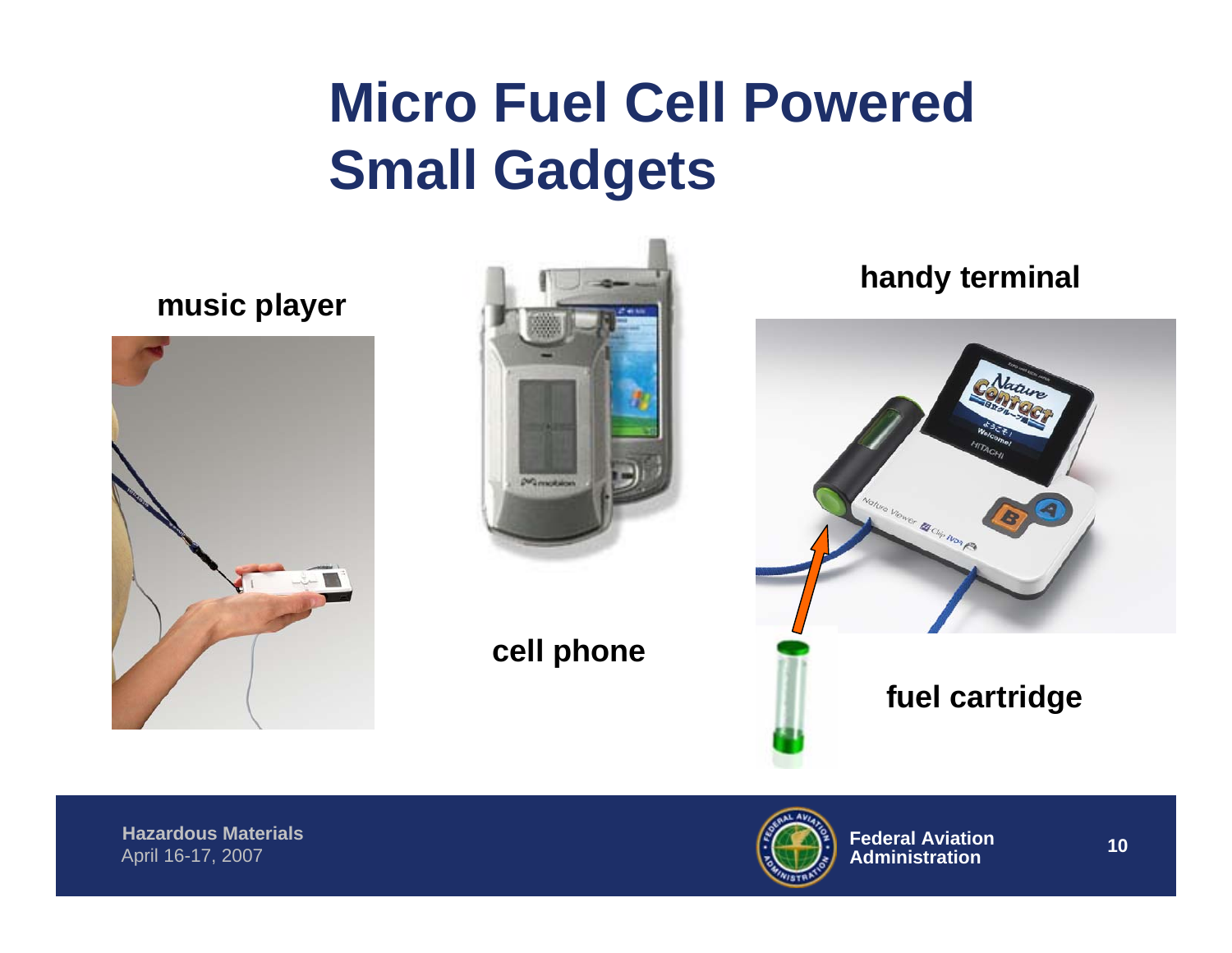# Micro Fuel Cell Powered Small Gadgets

music player

cell phone

handy terminal

fuel cartridge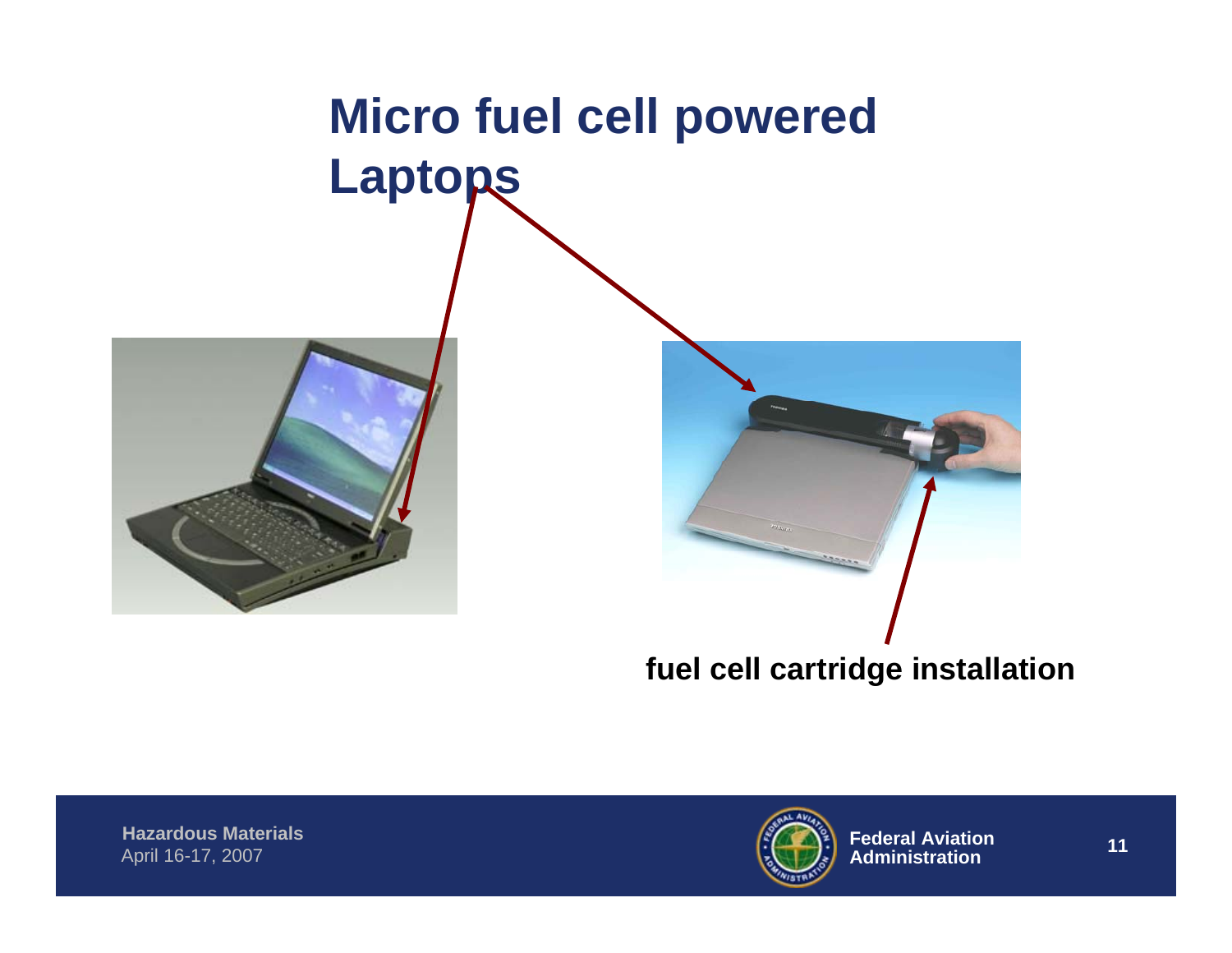# Micro fuel cell powered Laptops

fuel cell cartridge installation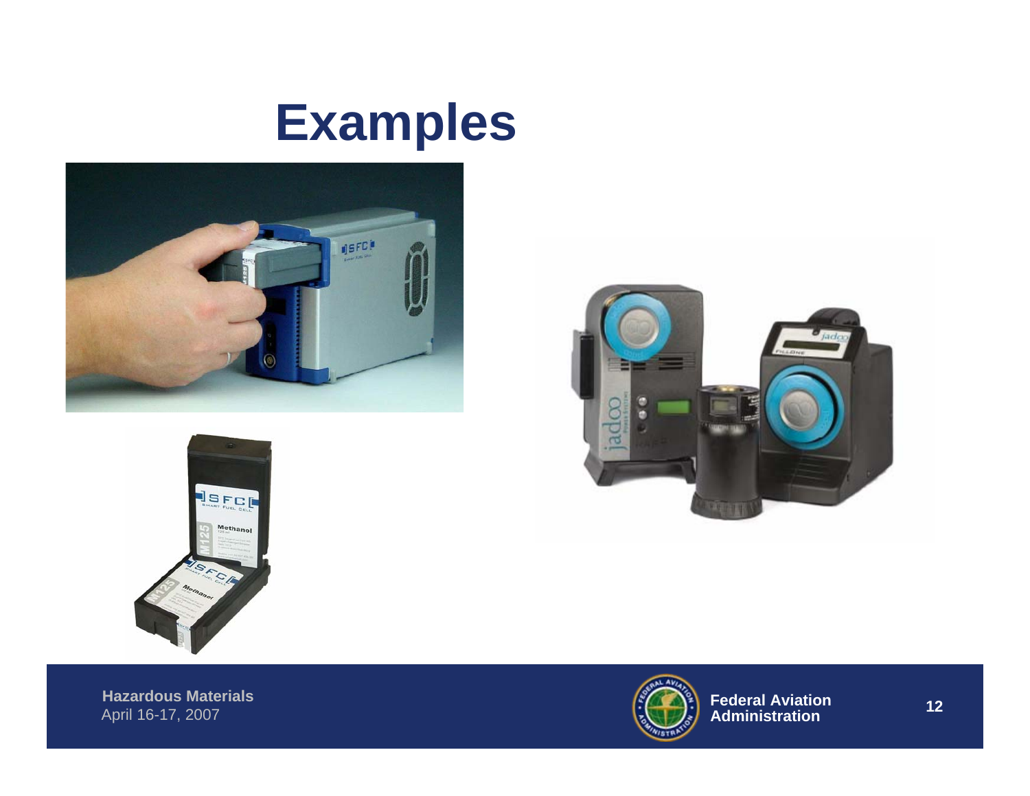# Examples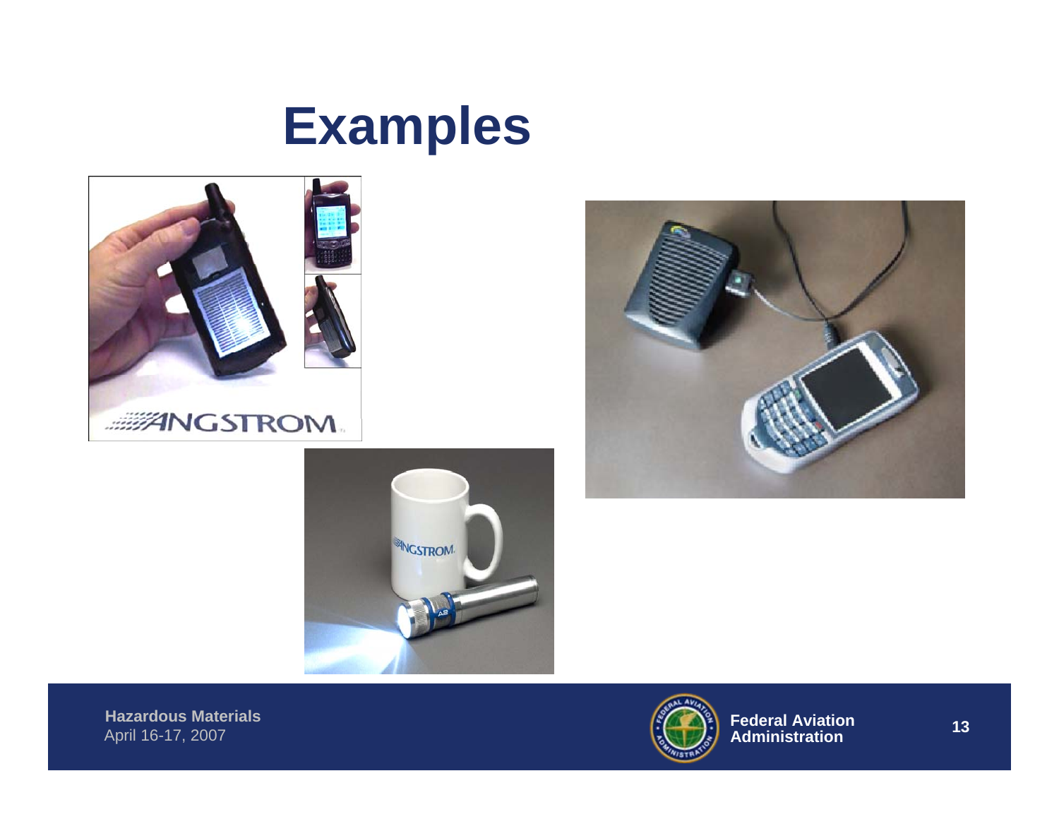# Examples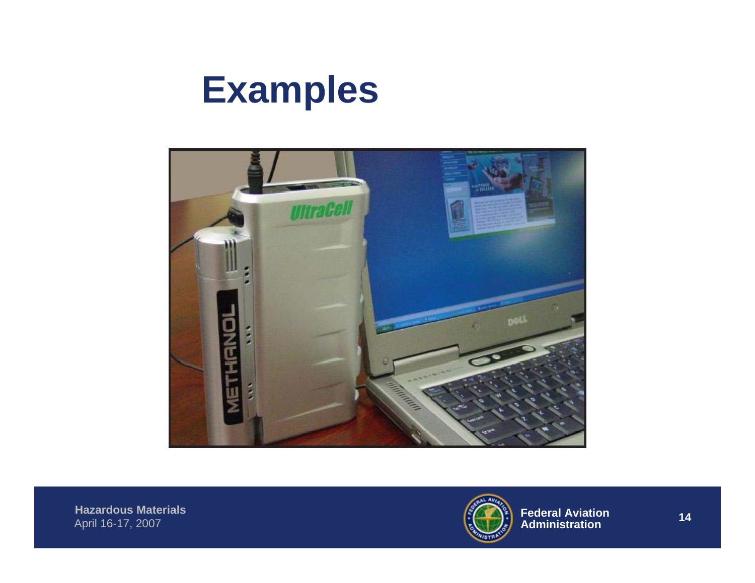# Examples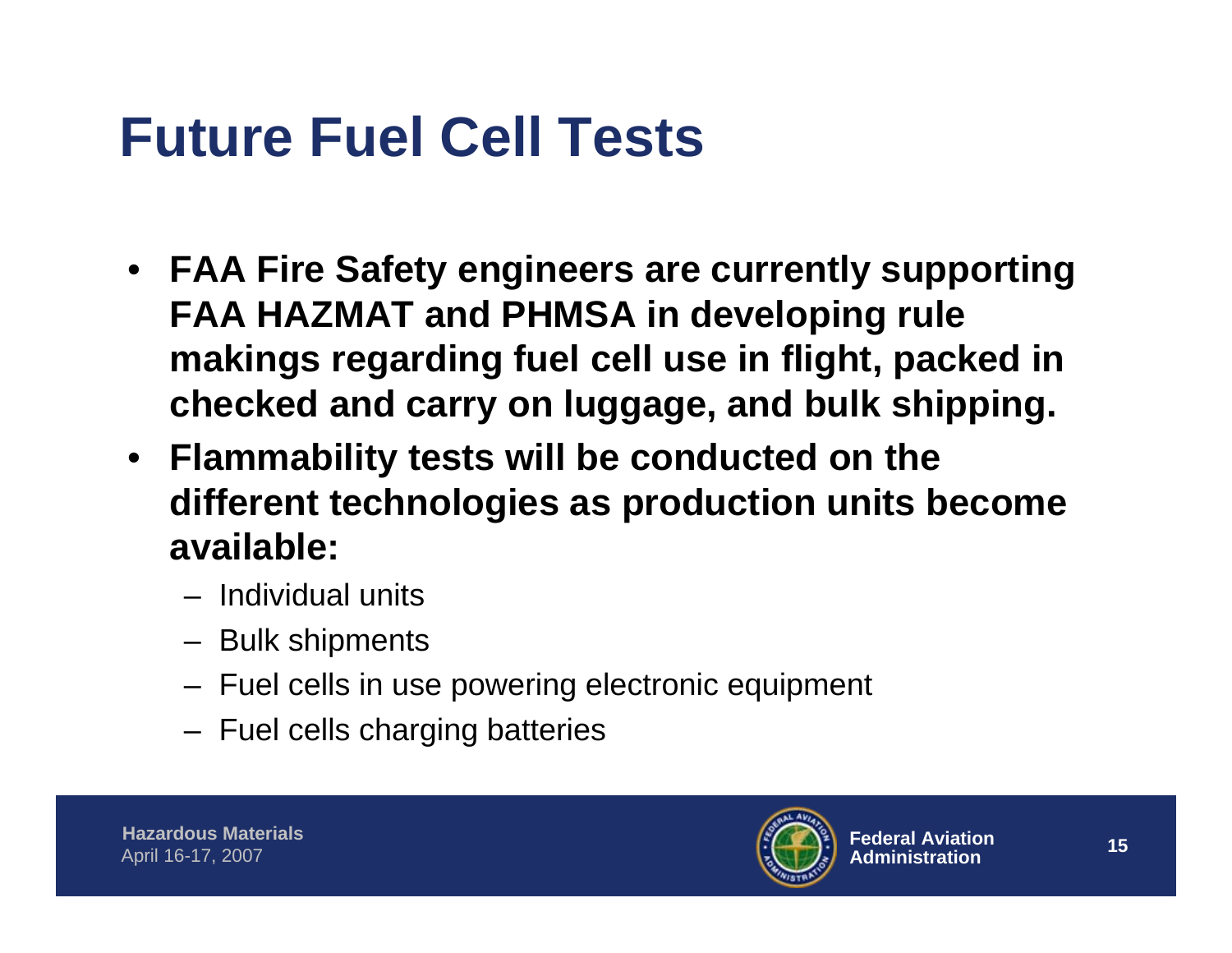# Future Fuel Cell Tests

- **FAA Fire Safety engineers are currently supporting FAA HAZMAT and PHMSA in developing rule makings regarding fuel cell use in flight, packed in checked and carry on luggage, and bulk shipping.**
- **Flammability tests will be conducted on the different technologies as production units become available:**
  - Individual units
  - Bulk shipments
  - Fuel cells in use powering electronic equipment
  - Fuel cells charging batteries